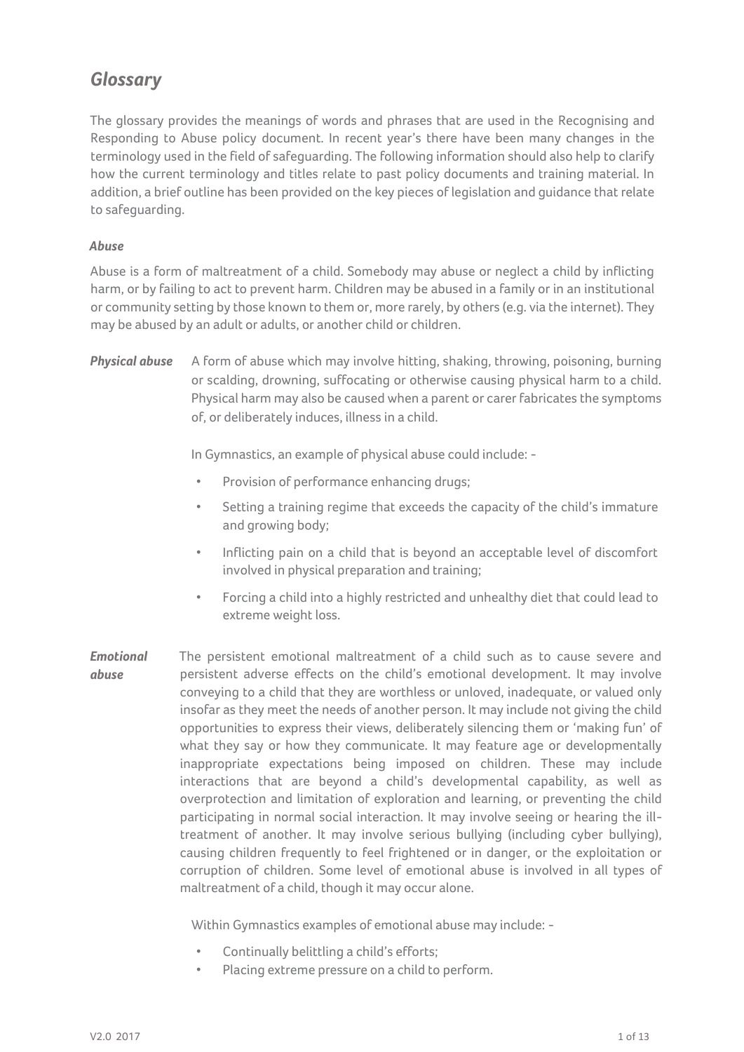## *Glossary*

The glossary provides the meanings of words and phrases that are used in the Recognising and Responding to Abuse policy document. In recent year's there have been many changes in the terminology used in the field of safeguarding. The following information should also help to clarify how the current terminology and titles relate to past policy documents and training material. In addition, a brief outline has been provided on the key pieces of legislation and guidance that relate to safeguarding.

### *Abuse*

Abuse is a form of maltreatment of a child. Somebody may abuse or neglect a child by inflicting harm, or by failing to act to prevent harm. Children may be abused in a family or in an institutional or community setting by those known to them or, more rarely, by others (e.g. via the internet). They may be abused by an adult or adults, or another child or children.

***Physical abuse*** A form of abuse which may involve hitting, shaking, throwing, poisoning, burning or scalding, drowning, suffocating or otherwise causing physical harm to a child. Physical harm may also be caused when a parent or carer fabricates the symptoms of, or deliberately induces, illness in a child.

In Gymnastics, an example of physical abuse could include: -

- Provision of performance enhancing drugs;
- Setting a training regime that exceeds the capacity of the child's immature and growing body;
- Inflicting pain on a child that is beyond an acceptable level of discomfort involved in physical preparation and training;
- Forcing a child into a highly restricted and unhealthy diet that could lead to extreme weight loss.

***Emotional abuse*** The persistent emotional maltreatment of a child such as to cause severe and persistent adverse effects on the child's emotional development. It may involve conveying to a child that they are worthless or unloved, inadequate, or valued only insofar as they meet the needs of another person. It may include not giving the child opportunities to express their views, deliberately silencing them or 'making fun' of what they say or how they communicate. It may feature age or developmentally inappropriate expectations being imposed on children. These may include interactions that are beyond a child's developmental capability, as well as overprotection and limitation of exploration and learning, or preventing the child participating in normal social interaction. It may involve seeing or hearing the ill-treatment of another. It may involve serious bullying (including cyber bullying), causing children frequently to feel frightened or in danger, or the exploitation or corruption of children. Some level of emotional abuse is involved in all types of maltreatment of a child, though it may occur alone.

Within Gymnastics examples of emotional abuse may include: -

- Continually belittling a child's efforts;
- Placing extreme pressure on a child to perform.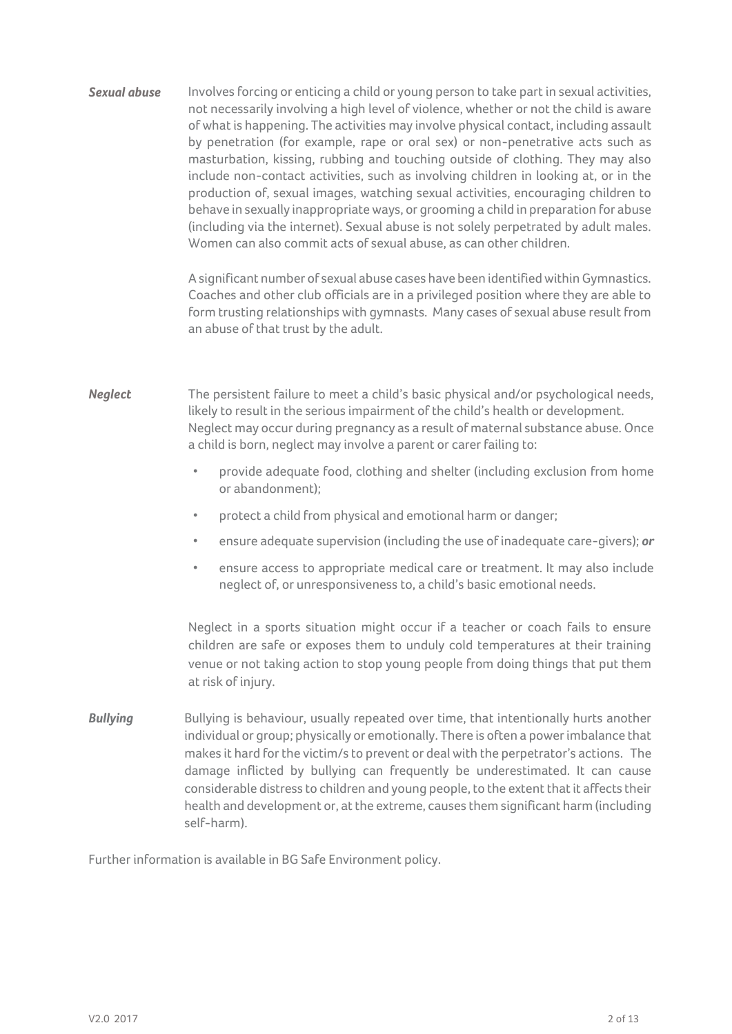***Sexual abuse*** Involves forcing or enticing a child or young person to take part in sexual activities, not necessarily involving a high level of violence, whether or not the child is aware of what is happening. The activities may involve physical contact, including assault by penetration (for example, rape or oral sex) or non-penetrative acts such as masturbation, kissing, rubbing and touching outside of clothing. They may also include non-contact activities, such as involving children in looking at, or in the production of, sexual images, watching sexual activities, encouraging children to behave in sexually inappropriate ways, or grooming a child in preparation for abuse (including via the internet). Sexual abuse is not solely perpetrated by adult males. Women can also commit acts of sexual abuse, as can other children.

A significant number of sexual abuse cases have been identified within Gymnastics. Coaches and other club officials are in a privileged position where they are able to form trusting relationships with gymnasts. Many cases of sexual abuse result from an abuse of that trust by the adult.

***Neglect*** The persistent failure to meet a child's basic physical and/or psychological needs, likely to result in the serious impairment of the child's health or development. Neglect may occur during pregnancy as a result of maternal substance abuse. Once a child is born, neglect may involve a parent or carer failing to:

- provide adequate food, clothing and shelter (including exclusion from home or abandonment);
- protect a child from physical and emotional harm or danger;
- ensure adequate supervision (including the use of inadequate care-givers); ***or***
- ensure access to appropriate medical care or treatment. It may also include neglect of, or unresponsiveness to, a child's basic emotional needs.

Neglect in a sports situation might occur if a teacher or coach fails to ensure children are safe or exposes them to unduly cold temperatures at their training venue or not taking action to stop young people from doing things that put them at risk of injury.

***Bullying*** Bullying is behaviour, usually repeated over time, that intentionally hurts another individual or group; physically or emotionally. There is often a power imbalance that makes it hard for the victim/s to prevent or deal with the perpetrator's actions. The damage inflicted by bullying can frequently be underestimated. It can cause considerable distress to children and young people, to the extent that it affects their health and development or, at the extreme, causes them significant harm (including self-harm).

Further information is available in BG Safe Environment policy.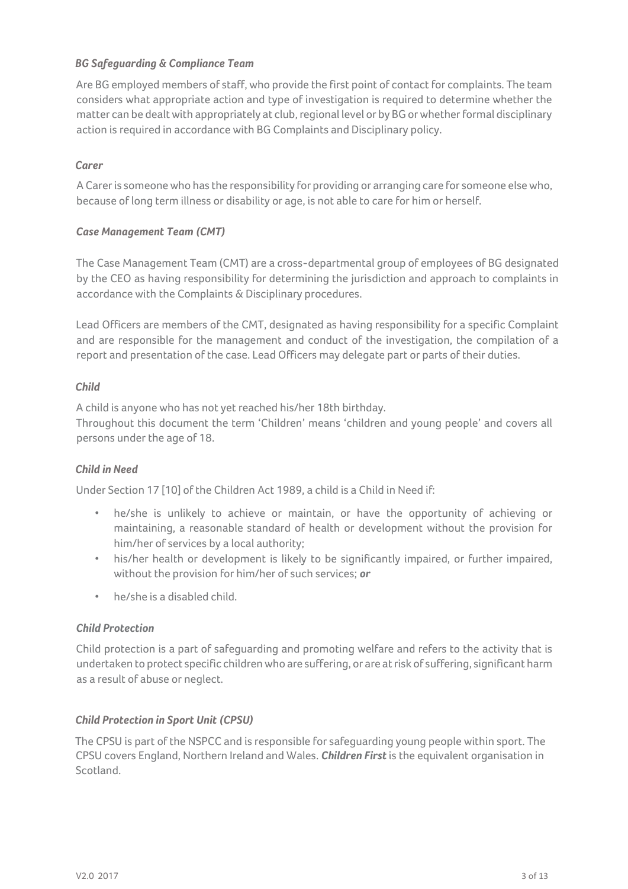### *BG Safeguarding & Compliance Team*

Are BG employed members of staff, who provide the first point of contact for complaints. The team considers what appropriate action and type of investigation is required to determine whether the matter can be dealt with appropriately at club, regional level or by BG or whether formal disciplinary action is required in accordance with BG Complaints and Disciplinary policy.

### *Carer*

A Carer is someone who has the responsibility for providing or arranging care for someone else who, because of long term illness or disability or age, is not able to care for him or herself.

### *Case Management Team (CMT)*

The Case Management Team (CMT) are a cross-departmental group of employees of BG designated by the CEO as having responsibility for determining the jurisdiction and approach to complaints in accordance with the Complaints & Disciplinary procedures.

Lead Officers are members of the CMT, designated as having responsibility for a specific Complaint and are responsible for the management and conduct of the investigation, the compilation of a report and presentation of the case. Lead Officers may delegate part or parts of their duties.

### *Child*

A child is anyone who has not yet reached his/her 18th birthday.
Throughout this document the term 'Children' means 'children and young people' and covers all persons under the age of 18.

### *Child in Need*

Under Section 17 [10] of the Children Act 1989, a child is a Child in Need if:

- he/she is unlikely to achieve or maintain, or have the opportunity of achieving or maintaining, a reasonable standard of health or development without the provision for him/her of services by a local authority;
- his/her health or development is likely to be significantly impaired, or further impaired, without the provision for him/her of such services; ***or***
- he/she is a disabled child.

### *Child Protection*

Child protection is a part of safeguarding and promoting welfare and refers to the activity that is undertaken to protect specific children who are suffering, or are at risk of suffering, significant harm as a result of abuse or neglect.

### *Child Protection in Sport Unit (CPSU)*

The CPSU is part of the NSPCC and is responsible for safeguarding young people within sport. The CPSU covers England, Northern Ireland and Wales. ***Children First*** is the equivalent organisation in Scotland.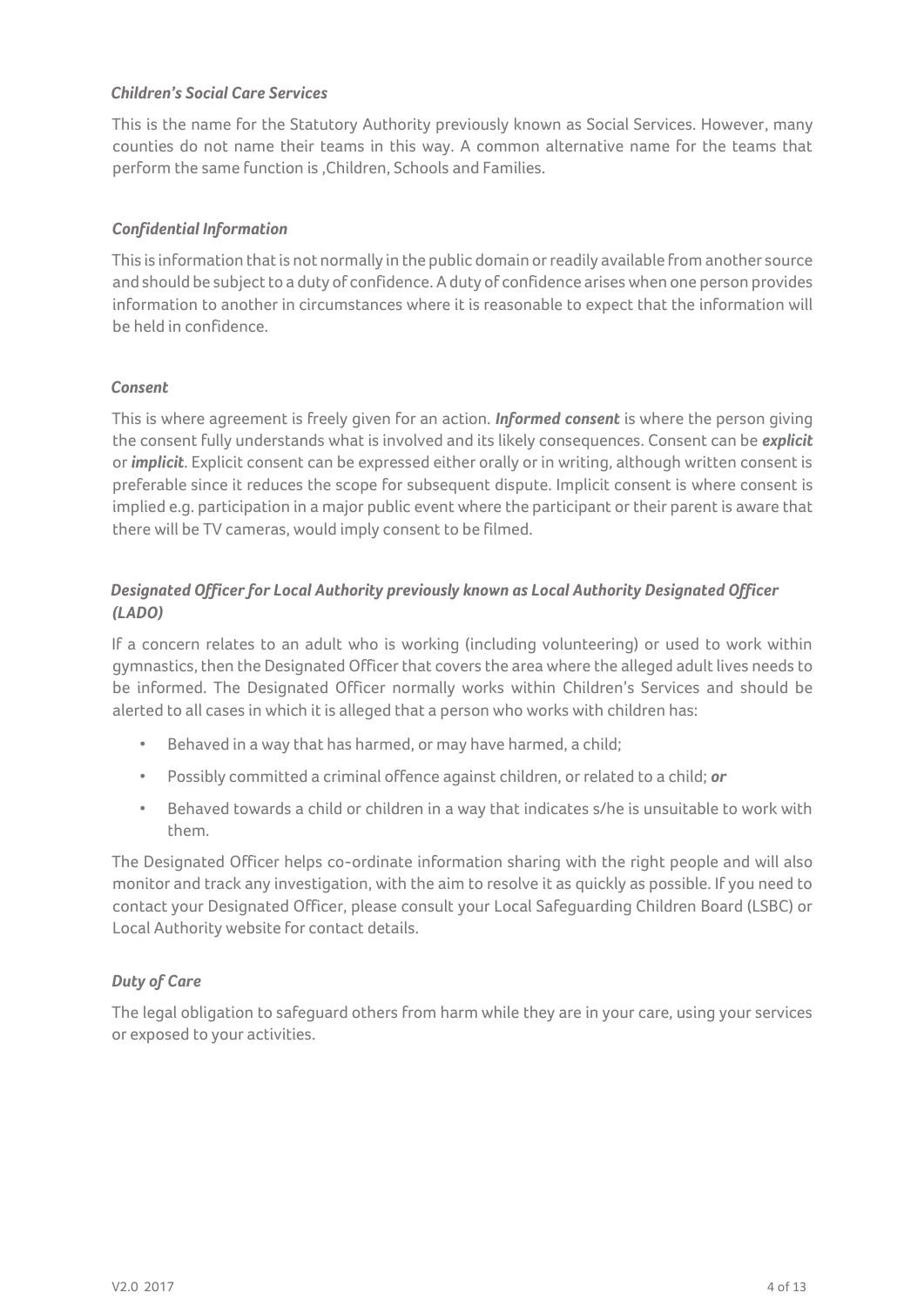### *Children's Social Care Services*

This is the name for the Statutory Authority previously known as Social Services. However, many counties do not name their teams in this way. A common alternative name for the teams that perform the same function is ,Children, Schools and Families.

### *Confidential Information*

This is information that is not normally in the public domain or readily available from another source and should be subject to a duty of confidence. A duty of confidence arises when one person provides information to another in circumstances where it is reasonable to expect that the information will be held in confidence.

### *Consent*

This is where agreement is freely given for an action. ***Informed consent*** is where the person giving the consent fully understands what is involved and its likely consequences. Consent can be ***explicit*** or ***implicit***. Explicit consent can be expressed either orally or in writing, although written consent is preferable since it reduces the scope for subsequent dispute. Implicit consent is where consent is implied e.g. participation in a major public event where the participant or their parent is aware that there will be TV cameras, would imply consent to be filmed.

### *Designated Officer for Local Authority previously known as Local Authority Designated Officer (LADO)*

If a concern relates to an adult who is working (including volunteering) or used to work within gymnastics, then the Designated Officer that covers the area where the alleged adult lives needs to be informed. The Designated Officer normally works within Children's Services and should be alerted to all cases in which it is alleged that a person who works with children has:

- Behaved in a way that has harmed, or may have harmed, a child;
- Possibly committed a criminal offence against children, or related to a child; ***or***
- Behaved towards a child or children in a way that indicates s/he is unsuitable to work with them.

The Designated Officer helps co-ordinate information sharing with the right people and will also monitor and track any investigation, with the aim to resolve it as quickly as possible. If you need to contact your Designated Officer, please consult your Local Safeguarding Children Board (LSBC) or Local Authority website for contact details.

### *Duty of Care*

The legal obligation to safeguard others from harm while they are in your care, using your services or exposed to your activities.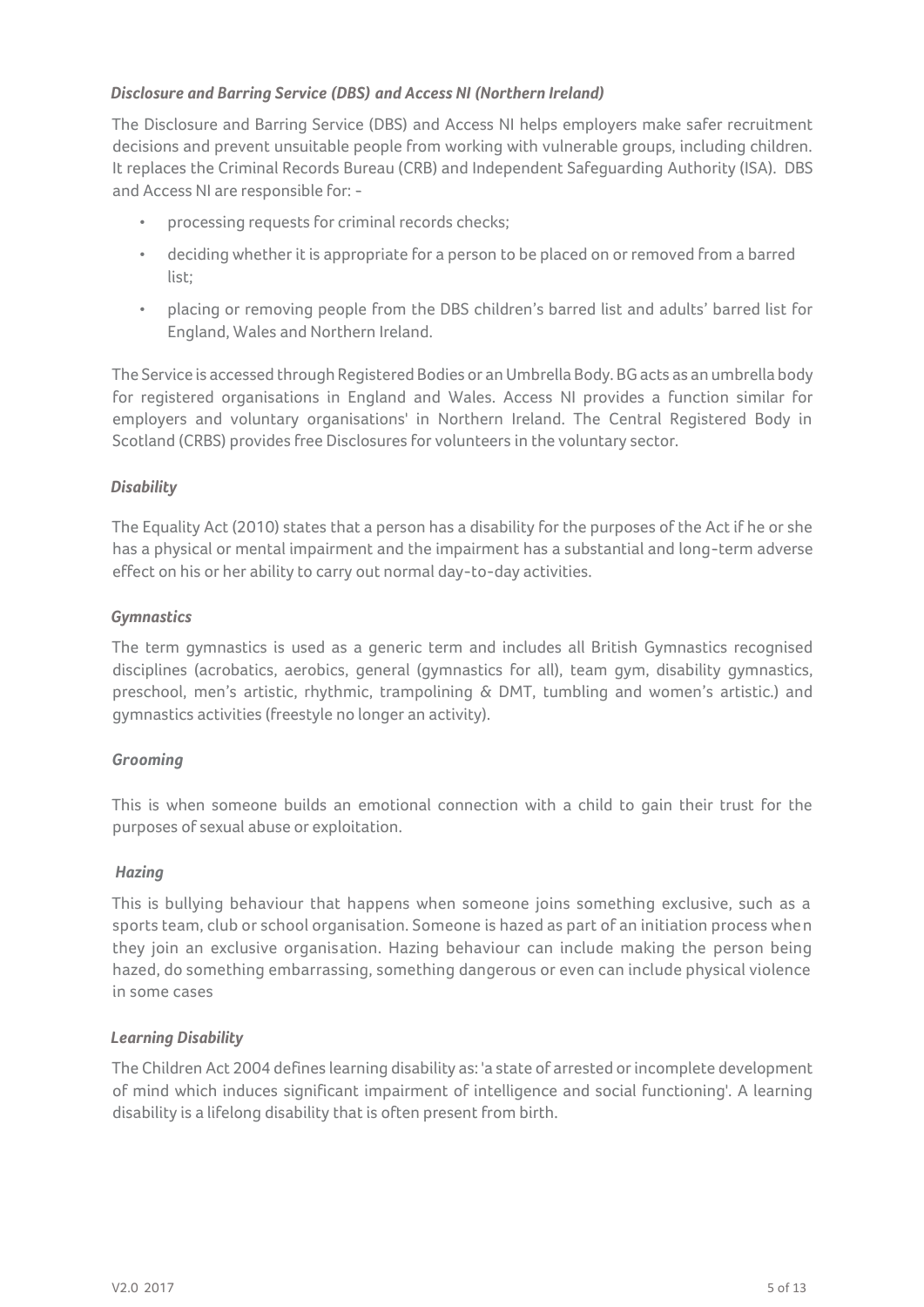### *Disclosure and Barring Service (DBS) and Access NI (Northern Ireland)*

The Disclosure and Barring Service (DBS) and Access NI helps employers make safer recruitment decisions and prevent unsuitable people from working with vulnerable groups, including children. It replaces the Criminal Records Bureau (CRB) and Independent Safeguarding Authority (ISA). DBS and Access NI are responsible for: -

- processing requests for criminal records checks;
- deciding whether it is appropriate for a person to be placed on or removed from a barred list;
- placing or removing people from the DBS children's barred list and adults' barred list for England, Wales and Northern Ireland.

The Service is accessed through Registered Bodies or an Umbrella Body. BG acts as an umbrella body for registered organisations in England and Wales. Access NI provides a function similar for employers and voluntary organisations' in Northern Ireland. The Central Registered Body in Scotland (CRBS) provides free Disclosures for volunteers in the voluntary sector.

### *Disability*

The Equality Act (2010) states that a person has a disability for the purposes of the Act if he or she has a physical or mental impairment and the impairment has a substantial and long-term adverse effect on his or her ability to carry out normal day-to-day activities.

### *Gymnastics*

The term gymnastics is used as a generic term and includes all British Gymnastics recognised disciplines (acrobatics, aerobics, general (gymnastics for all), team gym, disability gymnastics, preschool, men's artistic, rhythmic, trampolining & DMT, tumbling and women's artistic.) and gymnastics activities (freestyle no longer an activity).

### *Grooming*

This is when someone builds an emotional connection with a child to gain their trust for the purposes of sexual abuse or exploitation.

### *Hazing*

This is bullying behaviour that happens when someone joins something exclusive, such as a sports team, club or school organisation. Someone is hazed as part of an initiation process when they join an exclusive organisation. Hazing behaviour can include making the person being hazed, do something embarrassing, something dangerous or even can include physical violence in some cases

### *Learning Disability*

The Children Act 2004 defines learning disability as: 'a state of arrested or incomplete development of mind which induces significant impairment of intelligence and social functioning'. A learning disability is a lifelong disability that is often present from birth.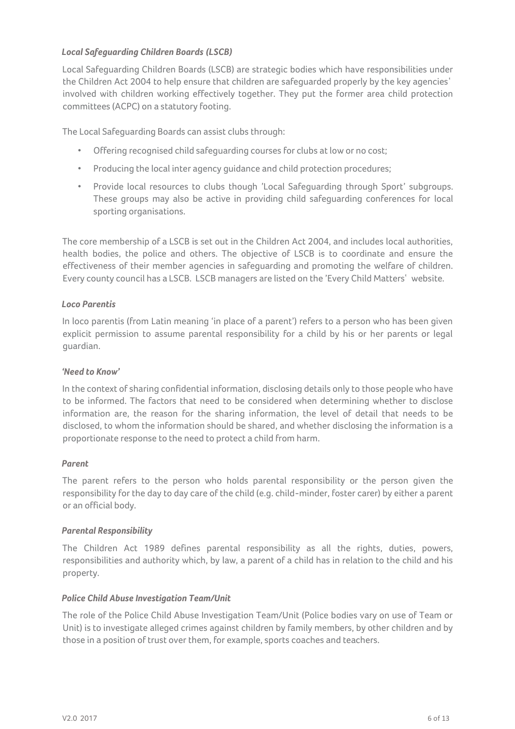### *Local Safeguarding Children Boards (LSCB)*

Local Safeguarding Children Boards (LSCB) are strategic bodies which have responsibilities under the Children Act 2004 to help ensure that children are safeguarded properly by the key agencies' involved with children working effectively together. They put the former area child protection committees (ACPC) on a statutory footing.

The Local Safeguarding Boards can assist clubs through:

- Offering recognised child safeguarding courses for clubs at low or no cost;
- Producing the local inter agency guidance and child protection procedures;
- Provide local resources to clubs though 'Local Safeguarding through Sport' subgroups. These groups may also be active in providing child safeguarding conferences for local sporting organisations.

The core membership of a LSCB is set out in the Children Act 2004, and includes local authorities, health bodies, the police and others. The objective of LSCB is to coordinate and ensure the effectiveness of their member agencies in safeguarding and promoting the welfare of children. Every county council has a LSCB. LSCB managers are listed on the 'Every Child Matters' website.

### *Loco Parentis*

In loco parentis (from Latin meaning 'in place of a parent') refers to a person who has been given explicit permission to assume parental responsibility for a child by his or her parents or legal guardian.

### *'Need to Know'*

In the context of sharing confidential information, disclosing details only to those people who have to be informed. The factors that need to be considered when determining whether to disclose information are, the reason for the sharing information, the level of detail that needs to be disclosed, to whom the information should be shared, and whether disclosing the information is a proportionate response to the need to protect a child from harm.

### *Parent*

The parent refers to the person who holds parental responsibility or the person given the responsibility for the day to day care of the child (e.g. child-minder, foster carer) by either a parent or an official body.

### *Parental Responsibility*

The Children Act 1989 defines parental responsibility as all the rights, duties, powers, responsibilities and authority which, by law, a parent of a child has in relation to the child and his property.

### *Police Child Abuse Investigation Team/Unit*

The role of the Police Child Abuse Investigation Team/Unit (Police bodies vary on use of Team or Unit) is to investigate alleged crimes against children by family members, by other children and by those in a position of trust over them, for example, sports coaches and teachers.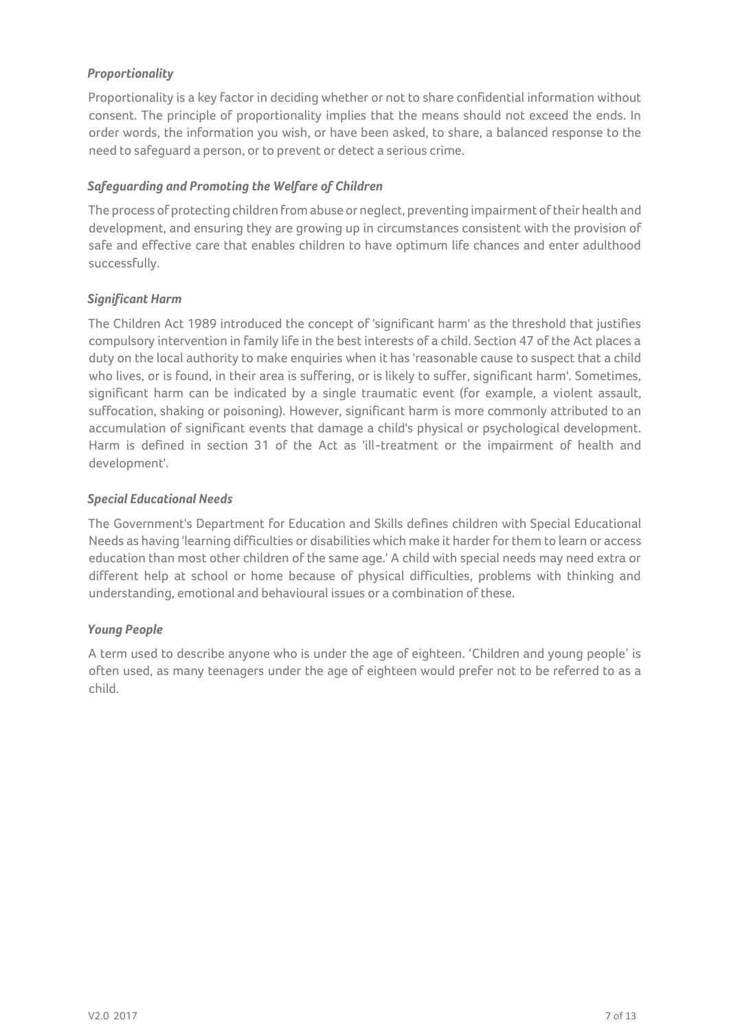### *Proportionality*

Proportionality is a key factor in deciding whether or not to share confidential information without consent. The principle of proportionality implies that the means should not exceed the ends. In order words, the information you wish, or have been asked, to share, a balanced response to the need to safeguard a person, or to prevent or detect a serious crime.

### *Safeguarding and Promoting the Welfare of Children*

The process of protecting children from abuse or neglect, preventing impairment of their health and development, and ensuring they are growing up in circumstances consistent with the provision of safe and effective care that enables children to have optimum life chances and enter adulthood successfully.

### *Significant Harm*

The Children Act 1989 introduced the concept of 'significant harm' as the threshold that justifies compulsory intervention in family life in the best interests of a child. Section 47 of the Act places a duty on the local authority to make enquiries when it has 'reasonable cause to suspect that a child who lives, or is found, in their area is suffering, or is likely to suffer, significant harm'. Sometimes, significant harm can be indicated by a single traumatic event (for example, a violent assault, suffocation, shaking or poisoning). However, significant harm is more commonly attributed to an accumulation of significant events that damage a child's physical or psychological development. Harm is defined in section 31 of the Act as 'ill-treatment or the impairment of health and development'.

### *Special Educational Needs*

The Government's Department for Education and Skills defines children with Special Educational Needs as having 'learning difficulties or disabilities which make it harder for them to learn or access education than most other children of the same age.' A child with special needs may need extra or different help at school or home because of physical difficulties, problems with thinking and understanding, emotional and behavioural issues or a combination of these.

### *Young People*

A term used to describe anyone who is under the age of eighteen. 'Children and young people' is often used, as many teenagers under the age of eighteen would prefer not to be referred to as a child.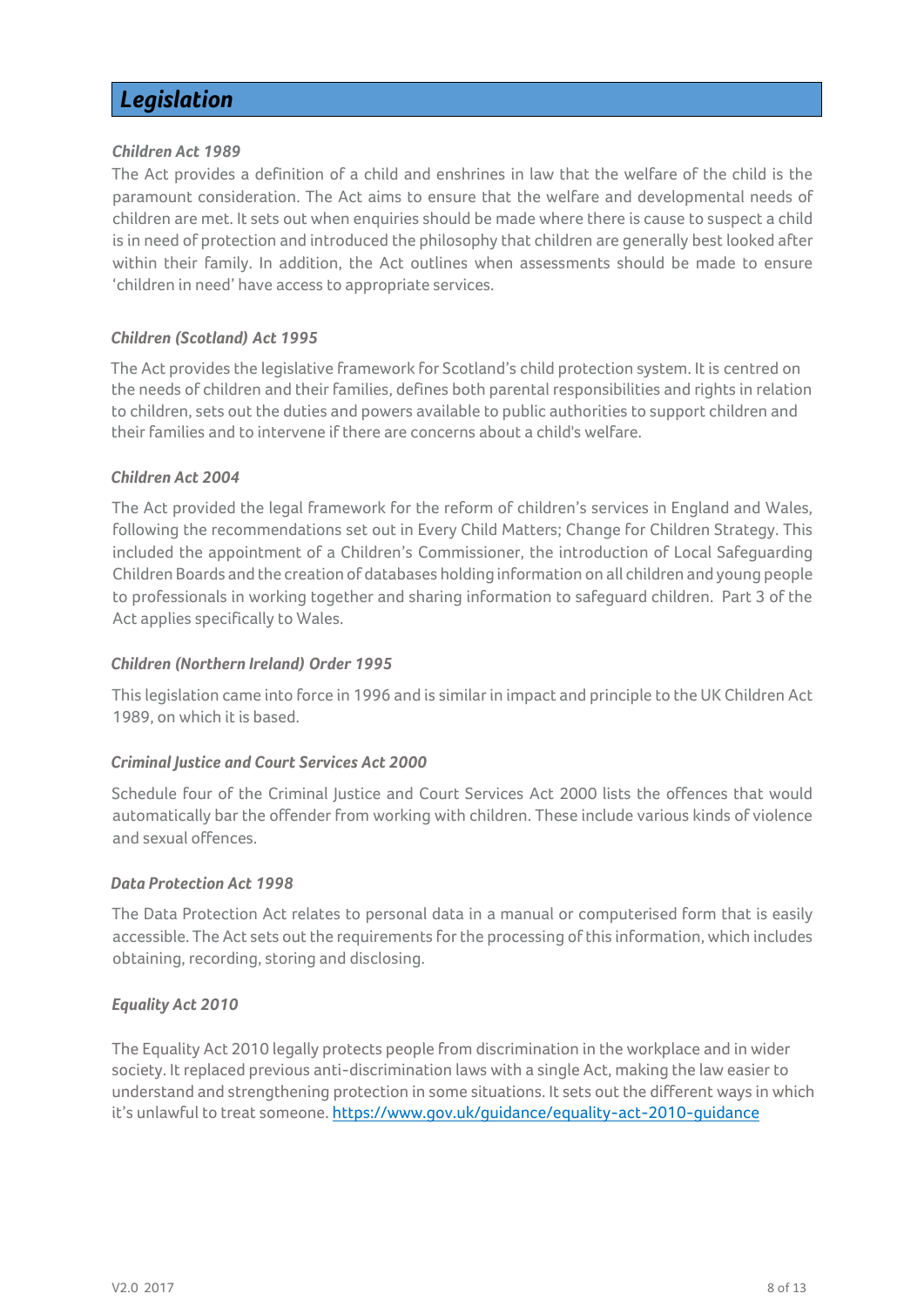## *Legislation*

### *Children Act 1989*

The Act provides a definition of a child and enshrines in law that the welfare of the child is the paramount consideration. The Act aims to ensure that the welfare and developmental needs of children are met. It sets out when enquiries should be made where there is cause to suspect a child is in need of protection and introduced the philosophy that children are generally best looked after within their family. In addition, the Act outlines when assessments should be made to ensure 'children in need' have access to appropriate services.

### *Children (Scotland) Act 1995*

The Act provides the legislative framework for Scotland's child protection system. It is centred on the needs of children and their families, defines both parental responsibilities and rights in relation to children, sets out the duties and powers available to public authorities to support children and their families and to intervene if there are concerns about a child's welfare.

### *Children Act 2004*

The Act provided the legal framework for the reform of children's services in England and Wales, following the recommendations set out in Every Child Matters; Change for Children Strategy. This included the appointment of a Children's Commissioner, the introduction of Local Safeguarding Children Boards and the creation of databases holding information on all children and young people to professionals in working together and sharing information to safeguard children. Part 3 of the Act applies specifically to Wales.

### *Children (Northern Ireland) Order 1995*

This legislation came into force in 1996 and is similar in impact and principle to the UK Children Act 1989, on which it is based.

### *Criminal Justice and Court Services Act 2000*

Schedule four of the Criminal Justice and Court Services Act 2000 lists the offences that would automatically bar the offender from working with children. These include various kinds of violence and sexual offences.

### *Data Protection Act 1998*

The Data Protection Act relates to personal data in a manual or computerised form that is easily accessible. The Act sets out the requirements for the processing of this information, which includes obtaining, recording, storing and disclosing.

### *Equality Act 2010*

The Equality Act 2010 legally protects people from discrimination in the workplace and in wider society. It replaced previous anti-discrimination laws with a single Act, making the law easier to understand and strengthening protection in some situations. It sets out the different ways in which it's unlawful to treat someone. https://www.gov.uk/guidance/equality-act-2010-guidance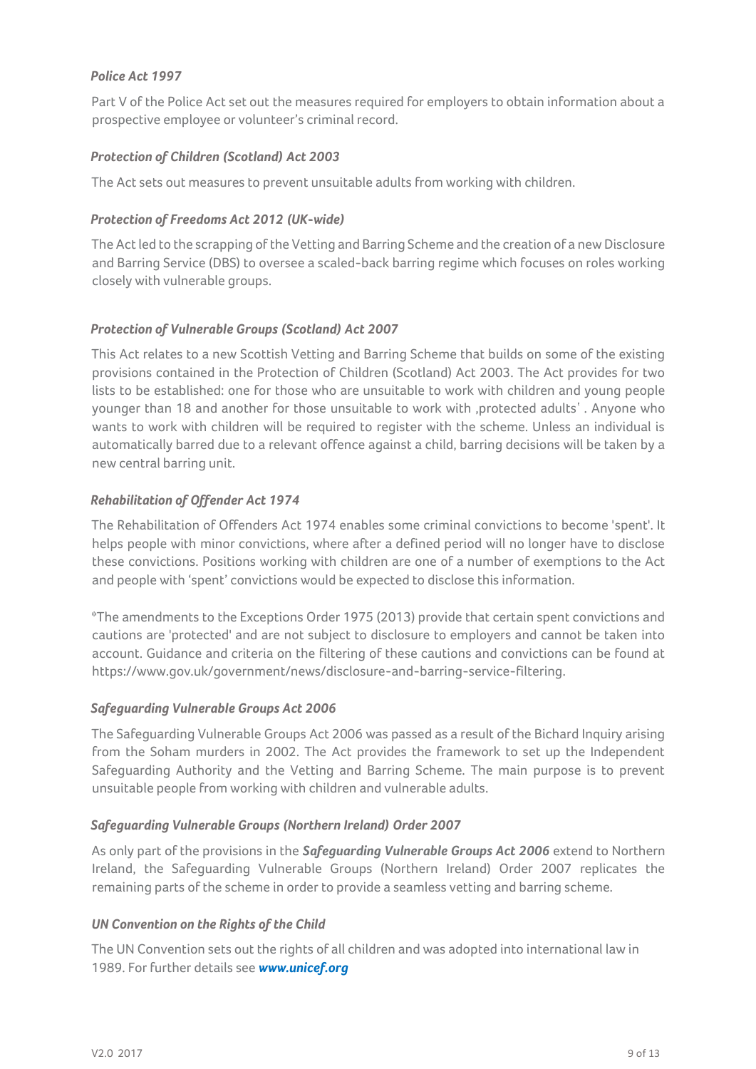### *Police Act 1997*

Part V of the Police Act set out the measures required for employers to obtain information about a prospective employee or volunteer's criminal record.

### *Protection of Children (Scotland) Act 2003*

The Act sets out measures to prevent unsuitable adults from working with children.

### *Protection of Freedoms Act 2012 (UK-wide)*

The Act led to the scrapping of the Vetting and Barring Scheme and the creation of a new Disclosure and Barring Service (DBS) to oversee a scaled-back barring regime which focuses on roles working closely with vulnerable groups.

### *Protection of Vulnerable Groups (Scotland) Act 2007*

This Act relates to a new Scottish Vetting and Barring Scheme that builds on some of the existing provisions contained in the Protection of Children (Scotland) Act 2003. The Act provides for two lists to be established: one for those who are unsuitable to work with children and young people younger than 18 and another for those unsuitable to work with ‚protected adults' . Anyone who wants to work with children will be required to register with the scheme. Unless an individual is automatically barred due to a relevant offence against a child, barring decisions will be taken by a new central barring unit.

### *Rehabilitation of Offender Act 1974*

The Rehabilitation of Offenders Act 1974 enables some criminal convictions to become 'spent'. It helps people with minor convictions, where after a defined period will no longer have to disclose these convictions. Positions working with children are one of a number of exemptions to the Act and people with 'spent' convictions would be expected to disclose this information.

*The amendments to the Exceptions Order 1975 (2013) provide that certain spent convictions and cautions are 'protected' and are not subject to disclosure to employers and cannot be taken into account. Guidance and criteria on the filtering of these cautions and convictions can be found at https://www.gov.uk/government/news/disclosure-and-barring-service-filtering.

### *Safeguarding Vulnerable Groups Act 2006*

The Safeguarding Vulnerable Groups Act 2006 was passed as a result of the Bichard Inquiry arising from the Soham murders in 2002. The Act provides the framework to set up the Independent Safeguarding Authority and the Vetting and Barring Scheme. The main purpose is to prevent unsuitable people from working with children and vulnerable adults.

### *Safeguarding Vulnerable Groups (Northern Ireland) Order 2007*

As only part of the provisions in the ***Safeguarding Vulnerable Groups Act 2006*** extend to Northern Ireland, the Safeguarding Vulnerable Groups (Northern Ireland) Order 2007 replicates the remaining parts of the scheme in order to provide a seamless vetting and barring scheme.

### *UN Convention on the Rights of the Child*

The UN Convention sets out the rights of all children and was adopted into international law in 1989. For further details see ***www.unicef.org***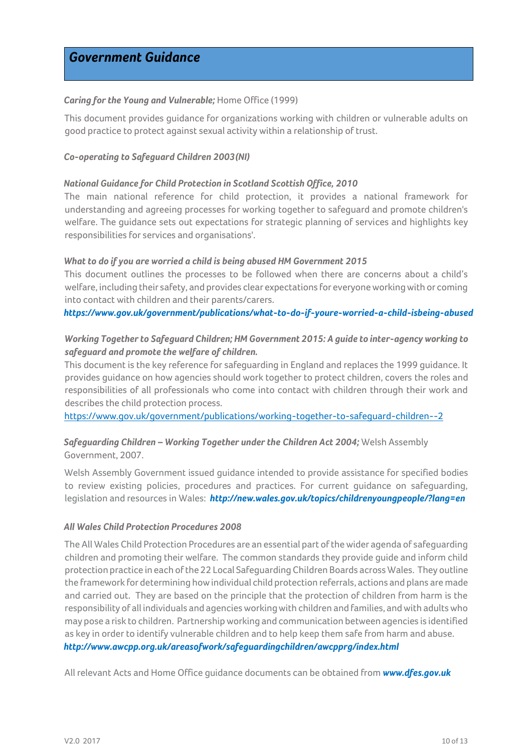## *Government Guidance*

***Caring for the Young and Vulnerable;*** Home Office (1999)

This document provides guidance for organizations working with children or vulnerable adults on good practice to protect against sexual activity within a relationship of trust.

***Co-operating to Safeguard Children 2003(NI)***

***National Guidance for Child Protection in Scotland Scottish Office, 2010***

The main national reference for child protection, it provides a national framework for understanding and agreeing processes for working together to safeguard and promote children's welfare. The guidance sets out expectations for strategic planning of services and highlights key responsibilities for services and organisations'.

***What to do if you are worried a child is being abused HM Government 2015***

This document outlines the processes to be followed when there are concerns about a child's welfare, including their safety, and provides clear expectations for everyone working with or coming into contact with children and their parents/carers.

***https://www.gov.uk/government/publications/what-to-do-if-youre-worried-a-child-isbeing-abused***

***Working Together to Safeguard Children; HM Government 2015: A guide to inter-agency working to safeguard and promote the welfare of children.***

This document is the key reference for safeguarding in England and replaces the 1999 guidance. It provides guidance on how agencies should work together to protect children, covers the roles and responsibilities of all professionals who come into contact with children through their work and describes the child protection process.

https://www.gov.uk/government/publications/working-together-to-safeguard-children--2

***Safeguarding Children – Working Together under the Children Act 2004;*** Welsh Assembly Government, 2007.

Welsh Assembly Government issued guidance intended to provide assistance for specified bodies to review existing policies, procedures and practices. For current guidance on safeguarding, legislation and resources in Wales: ***http://new.wales.gov.uk/topics/childrenyoungpeople/?lang=en***

***All Wales Child Protection Procedures 2008***

The All Wales Child Protection Procedures are an essential part of the wider agenda of safeguarding children and promoting their welfare. The common standards they provide guide and inform child protection practice in each of the 22 Local Safeguarding Children Boards across Wales. They outline the framework for determining how individual child protection referrals, actions and plans are made and carried out. They are based on the principle that the protection of children from harm is the responsibility of all individuals and agencies working with children and families, and with adults who may pose a risk to children. Partnership working and communication between agencies is identified as key in order to identify vulnerable children and to help keep them safe from harm and abuse.

***http://www.awcpp.org.uk/areasofwork/safeguardingchildren/awcpprg/index.html***

All relevant Acts and Home Office guidance documents can be obtained from ***www.dfes.gov.uk***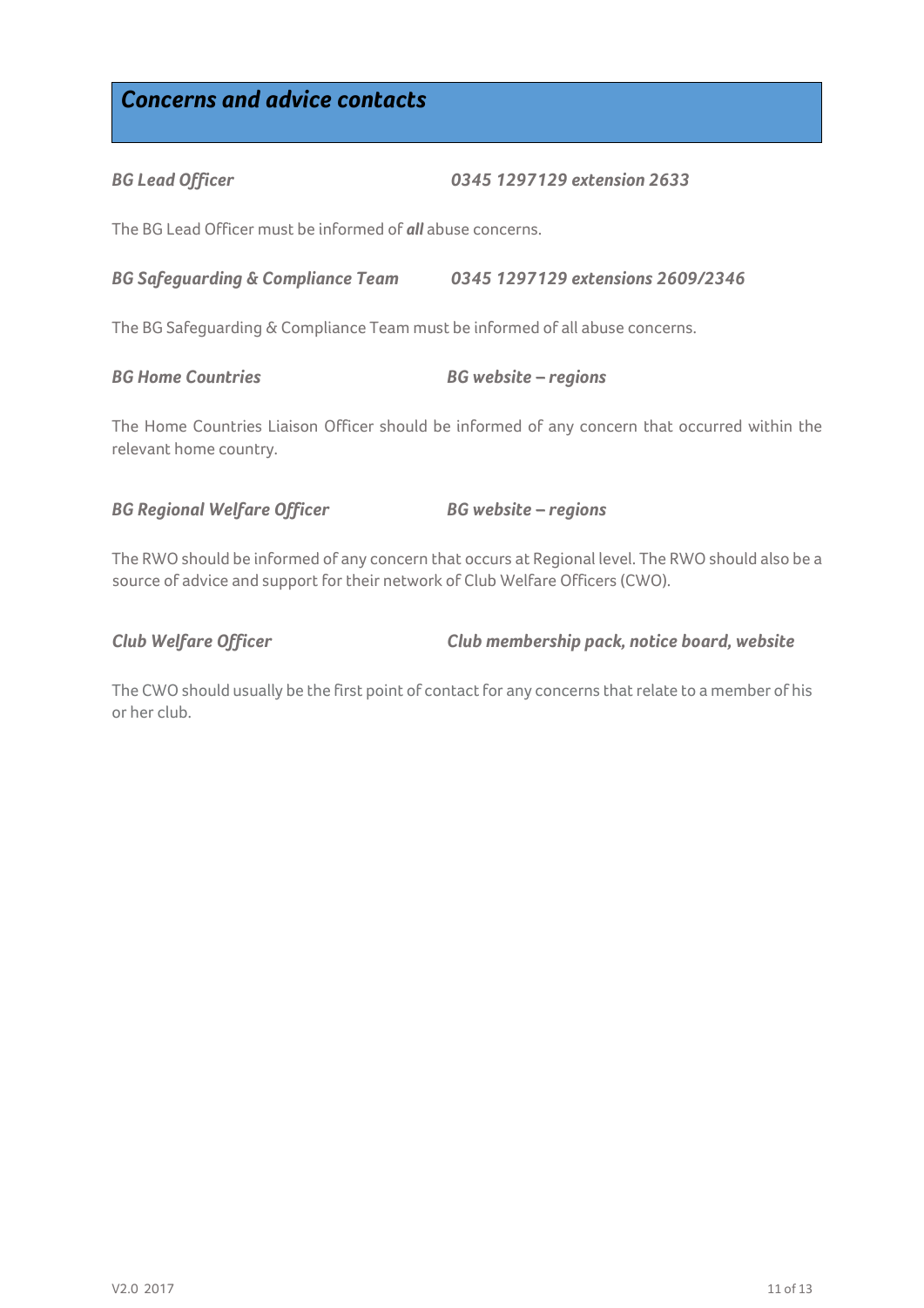## *Concerns and advice contacts*

***BG Lead Officer*** ***0345 1297129 extension 2633***

The BG Lead Officer must be informed of ***all*** abuse concerns.

***BG Safeguarding & Compliance Team*** ***0345 1297129 extensions 2609/2346***

The BG Safeguarding & Compliance Team must be informed of all abuse concerns.

***BG Home Countries*** ***BG website – regions***

The Home Countries Liaison Officer should be informed of any concern that occurred within the relevant home country.

***BG Regional Welfare Officer*** ***BG website – regions***

The RWO should be informed of any concern that occurs at Regional level. The RWO should also be a source of advice and support for their network of Club Welfare Officers (CWO).

***Club Welfare Officer*** ***Club membership pack, notice board, website***

The CWO should usually be the first point of contact for any concerns that relate to a member of his or her club.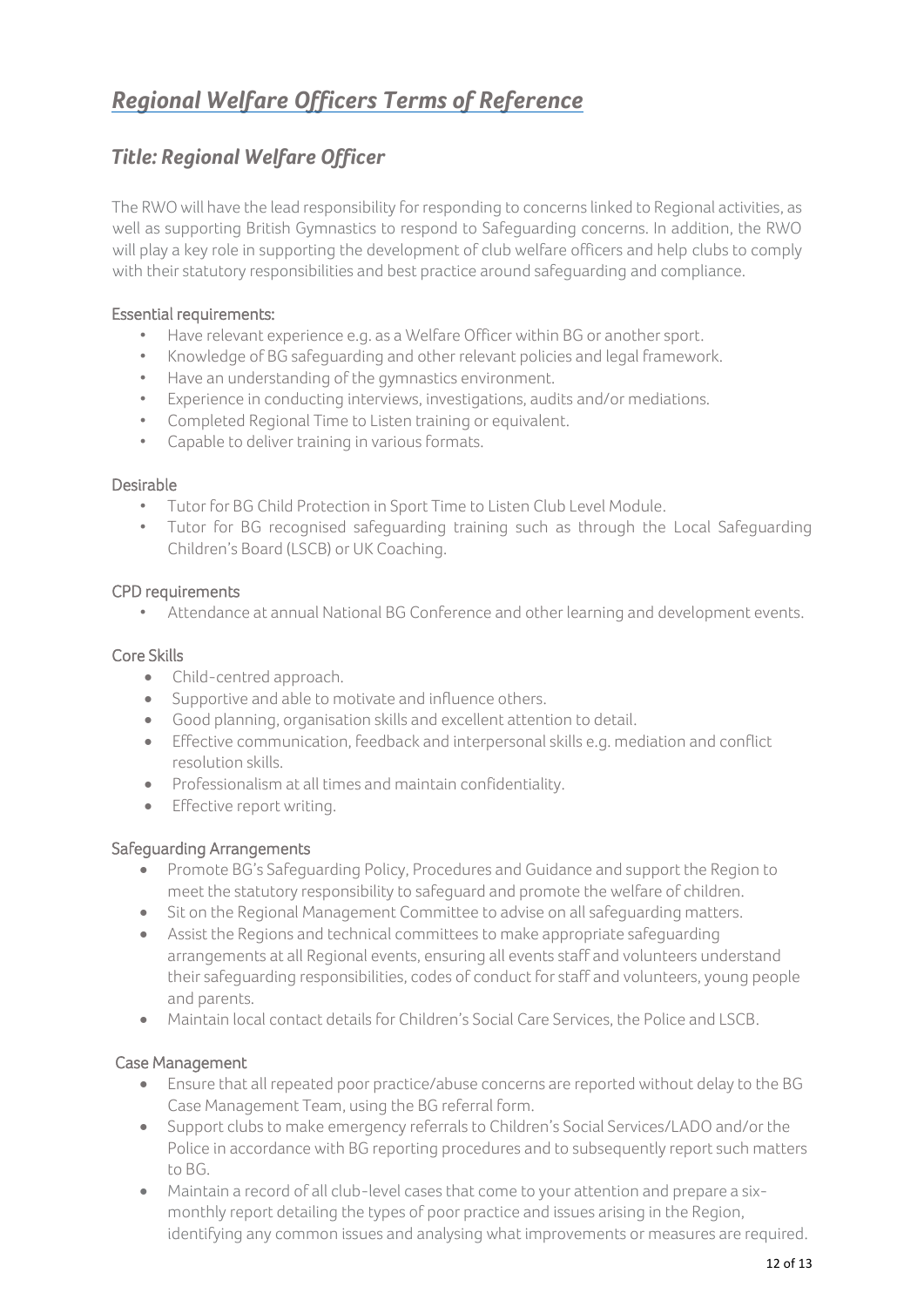# *Regional Welfare Officers Terms of Reference*

## *Title: Regional Welfare Officer*

The RWO will have the lead responsibility for responding to concerns linked to Regional activities, as well as supporting British Gymnastics to respond to Safeguarding concerns. In addition, the RWO will play a key role in supporting the development of club welfare officers and help clubs to comply with their statutory responsibilities and best practice around safeguarding and compliance.

### Essential requirements:

- Have relevant experience e.g. as a Welfare Officer within BG or another sport.
- Knowledge of BG safeguarding and other relevant policies and legal framework.
- Have an understanding of the gymnastics environment.
- Experience in conducting interviews, investigations, audits and/or mediations.
- Completed Regional Time to Listen training or equivalent.
- Capable to deliver training in various formats.

### Desirable

- Tutor for BG Child Protection in Sport Time to Listen Club Level Module.
- Tutor for BG recognised safeguarding training such as through the Local Safeguarding Children's Board (LSCB) or UK Coaching.

### CPD requirements

- Attendance at annual National BG Conference and other learning and development events.

### Core Skills

- Child-centred approach.
- Supportive and able to motivate and influence others.
- Good planning, organisation skills and excellent attention to detail.
- Effective communication, feedback and interpersonal skills e.g. mediation and conflict resolution skills.
- Professionalism at all times and maintain confidentiality.
- Effective report writing.

### Safeguarding Arrangements

- Promote BG's Safeguarding Policy, Procedures and Guidance and support the Region to meet the statutory responsibility to safeguard and promote the welfare of children.
- Sit on the Regional Management Committee to advise on all safeguarding matters.
- Assist the Regions and technical committees to make appropriate safeguarding arrangements at all Regional events, ensuring all events staff and volunteers understand their safeguarding responsibilities, codes of conduct for staff and volunteers, young people and parents.
- Maintain local contact details for Children's Social Care Services, the Police and LSCB.

### Case Management

- Ensure that all repeated poor practice/abuse concerns are reported without delay to the BG Case Management Team, using the BG referral form.
- Support clubs to make emergency referrals to Children's Social Services/LADO and/or the Police in accordance with BG reporting procedures and to subsequently report such matters to BG.
- Maintain a record of all club-level cases that come to your attention and prepare a six-monthly report detailing the types of poor practice and issues arising in the Region, identifying any common issues and analysing what improvements or measures are required.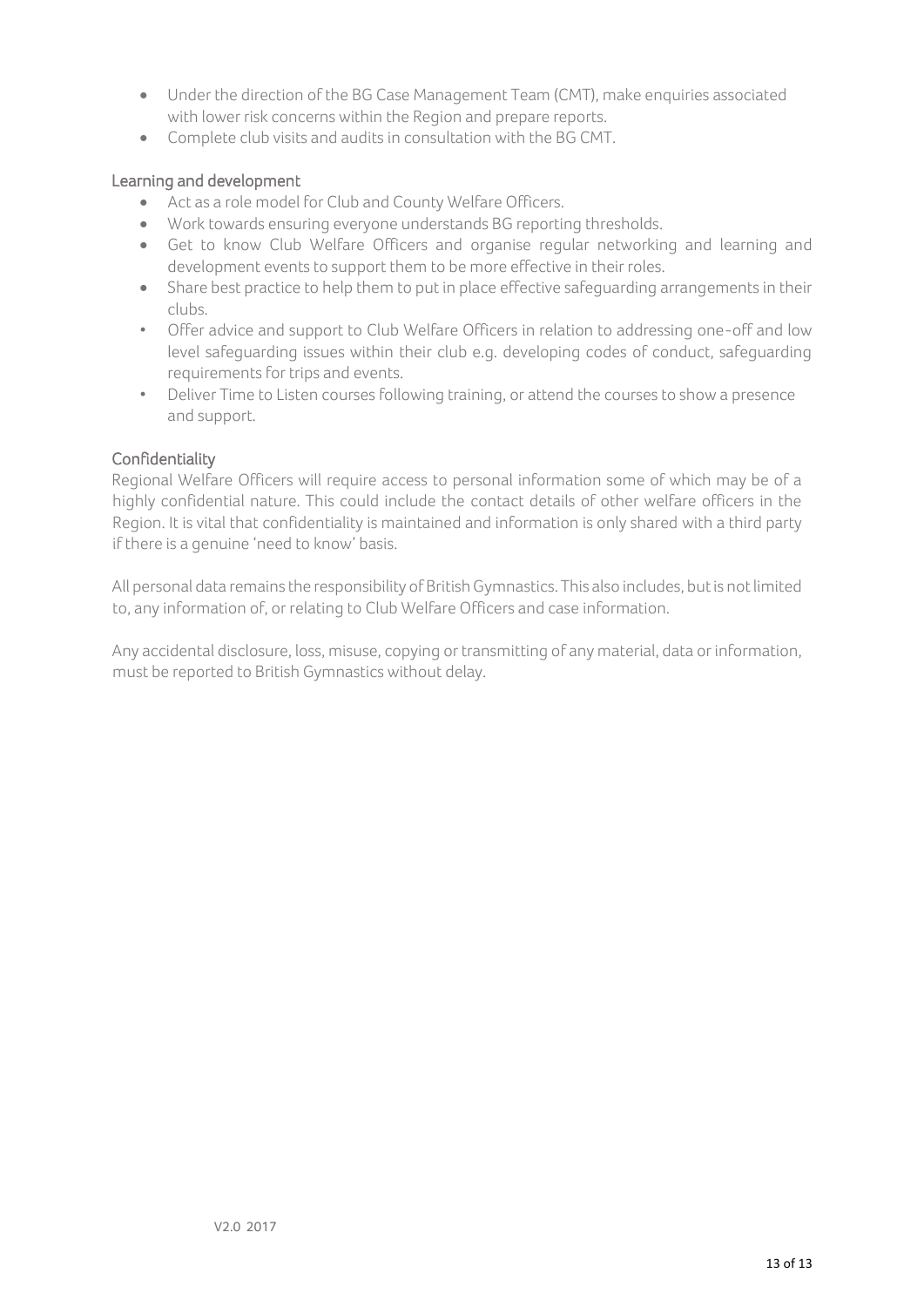- Under the direction of the BG Case Management Team (CMT), make enquiries associated with lower risk concerns within the Region and prepare reports.
- Complete club visits and audits in consultation with the BG CMT.

### Learning and development

- Act as a role model for Club and County Welfare Officers.
- Work towards ensuring everyone understands BG reporting thresholds.
- Get to know Club Welfare Officers and organise regular networking and learning and development events to support them to be more effective in their roles.
- Share best practice to help them to put in place effective safeguarding arrangements in their clubs.
- Offer advice and support to Club Welfare Officers in relation to addressing one-off and low level safeguarding issues within their club e.g. developing codes of conduct, safeguarding requirements for trips and events.
- Deliver Time to Listen courses following training, or attend the courses to show a presence and support.

### Confidentiality

Regional Welfare Officers will require access to personal information some of which may be of a highly confidential nature. This could include the contact details of other welfare officers in the Region. It is vital that confidentiality is maintained and information is only shared with a third party if there is a genuine 'need to know' basis.

All personal data remains the responsibility of British Gymnastics. This also includes, but is not limited to, any information of, or relating to Club Welfare Officers and case information.

Any accidental disclosure, loss, misuse, copying or transmitting of any material, data or information, must be reported to British Gymnastics without delay.

V2.0 2017